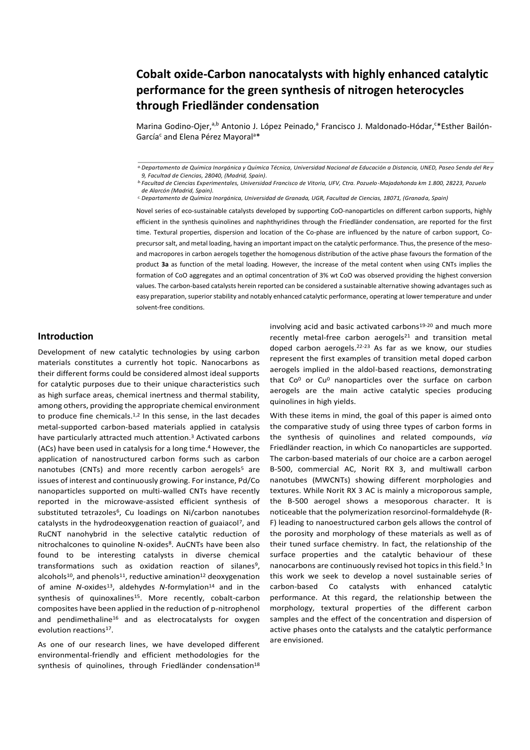# Cobalt oxide-Carbon nanocatalysts with highly enhanced catalytic performance for the green synthesis of nitrogen heterocycles through Friedländer condensation

Marina Godino-Ojer,[a,b] Antonio J. López Peinado,[a] Francisco J. Maldonado-Hódar,[c]*Esther Bailón-García[c] and Elena Pérez Mayoral[a]*

[a] Departamento de Química Inorgánica y Química Técnica, Universidad Nacional de Educación a Distancia, UNED, Paseo Senda del Rey 9, Facultad de Ciencias, 28040, (Madrid, Spain).

[b] Facultad de Ciencias Experimentales, Universidad Francisco de Vitoria, UFV, Ctra. Pozuelo-Majadahonda km 1.800, 28223, Pozuelo de Alarcón (Madrid, Spain).

[c] Departamento de Química Inorgánica, Universidad de Granada, UGR, Facultad de Ciencias, 18071, (Granada, Spain)

Novel series of eco-sustainable catalysts developed by supporting CoO-nanoparticles on different carbon supports, highly efficient in the synthesis quinolines and naphthyridines through the Friedländer condensation, are reported for the first time. Textural properties, dispersion and location of the Co-phase are influenced by the nature of carbon support, Co-precursor salt, and metal loading, having an important impact on the catalytic performance. Thus, the presence of the meso- and macropores in carbon aerogels together the homogenous distribution of the active phase favours the formation of the product **3a** as function of the metal loading. However, the increase of the metal content when using CNTs implies the formation of CoO aggregates and an optimal concentration of 3% wt CoO was observed providing the highest conversion values. The carbon-based catalysts herein reported can be considered a sustainable alternative showing advantages such as easy preparation, superior stability and notably enhanced catalytic performance, operating at lower temperature and under solvent-free conditions.

## Introduction

Development of new catalytic technologies by using carbon materials constitutes a currently hot topic. Nanocarbons as their different forms could be considered almost ideal supports for catalytic purposes due to their unique characteristics such as high surface areas, chemical inertness and thermal stability, among others, providing the appropriate chemical environment to produce fine chemicals.[1,2] In this sense, in the last decades metal-supported carbon-based materials applied in catalysis have particularly attracted much attention.[3] Activated carbons (ACs) have been used in catalysis for a long time.[4] However, the application of nanostructured carbon forms such as carbon nanotubes (CNTs) and more recently carbon aerogels[5] are issues of interest and continuously growing. For instance, Pd/Co nanoparticles supported on multi-walled CNTs have recently reported in the microwave-assisted efficient synthesis of substituted tetrazoles[6], Cu loadings on Ni/carbon nanotubes catalysts in the hydrodeoxygenation reaction of guaiacol[7], and RuCNT nanohybrid in the selective catalytic reduction of nitrochalcones to quinoline N-oxides[8]. AuCNTs have been also found to be interesting catalysts in diverse chemical transformations such as oxidation reaction of silanes[9], alcohols[10], and phenols[11], reductive amination[12] deoxygenation of amine *N*-oxides[13], aldehydes *N*-formylation[14] and in the synthesis of quinoxalines[15]. More recently, cobalt-carbon composites have been applied in the reduction of p-nitrophenol and pendimethaline[16] and as electrocatalysts for oxygen evolution reactions[17].

As one of our research lines, we have developed different environmental-friendly and efficient methodologies for the synthesis of quinolines, through Friedländer condensation[18] involving acid and basic activated carbons[19-20] and much more recently metal-free carbon aerogels[21] and transition metal doped carbon aerogels.[22-23] As far as we know, our studies represent the first examples of transition metal doped carbon aerogels implied in the aldol-based reactions, demonstrating that $Co^0$ or $Cu^0$ nanoparticles over the surface on carbon aerogels are the main active catalytic species producing quinolines in high yields.

With these items in mind, the goal of this paper is aimed onto the comparative study of using three types of carbon forms in the synthesis of quinolines and related compounds, *via* Friedländer reaction, in which Co nanoparticles are supported. The carbon-based materials of our choice are a carbon aerogel B-500, commercial AC, Norit RX 3, and multiwall carbon nanotubes (MWCNTs) showing different morphologies and textures. While Norit RX 3 AC is mainly a microporous sample, the B-500 aerogel shows a mesoporous character. It is noticeable that the polymerization resorcinol-formaldehyde (R-F) leading to nanoestructured carbon gels allows the control of the porosity and morphology of these materials as well as of their tuned surface chemistry. In fact, the relationship of the surface properties and the catalytic behaviour of these nanocarbons are continuously revised hot topics in this field.[5] In this work we seek to develop a novel sustainable series of carbon-based Co catalysts with enhanced catalytic performance. At this regard, the relationship between the morphology, textural properties of the different carbon samples and the effect of the concentration and dispersion of active phases onto the catalysts and the catalytic performance are envisioned.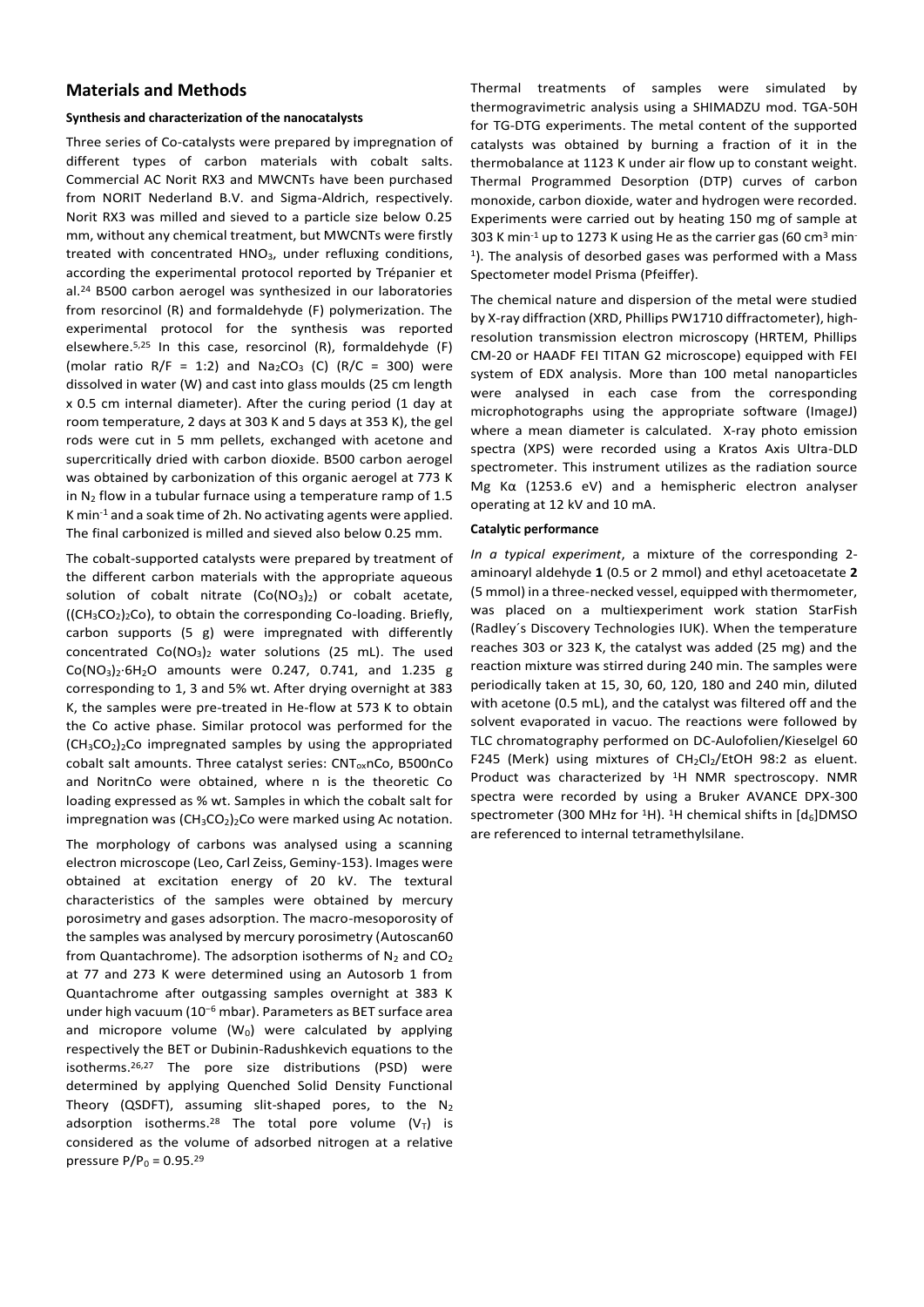## Materials and Methods

### Synthesis and characterization of the nanocatalysts

Three series of Co-catalysts were prepared by impregnation of different types of carbon materials with cobalt salts. Commercial AC Norit RX3 and MWCNTs have been purchased from NORIT Nederland B.V. and Sigma-Aldrich, respectively. Norit RX3 was milled and sieved to a particle size below 0.25 mm, without any chemical treatment, but MWCNTs were firstly treated with concentrated $HNO_3$, under refluxing conditions, according the experimental protocol reported by Trépanier et al.[24] B500 carbon aerogel was synthesized in our laboratories from resorcinol (R) and formaldehyde (F) polymerization. The experimental protocol for the synthesis was reported elsewhere.[5,25] In this case, resorcinol (R), formaldehyde (F) (molar ratio R/F = 1:2) and $Na_2CO_3$ (C) (R/C = 300) were dissolved in water (W) and cast into glass moulds (25 cm length x 0.5 cm internal diameter). After the curing period (1 day at room temperature, 2 days at 303 K and 5 days at 353 K), the gel rods were cut in 5 mm pellets, exchanged with acetone and supercritically dried with carbon dioxide. B500 carbon aerogel was obtained by carbonization of this organic aerogel at 773 K in $N_2$ flow in a tubular furnace using a temperature ramp of 1.5 K $min^{-1}$ and a soak time of 2h. No activating agents were applied. The final carbonized is milled and sieved also below 0.25 mm.

The cobalt-supported catalysts were prepared by treatment of the different carbon materials with the appropriate aqueous solution of cobalt nitrate ($Co(NO_3)_2$) or cobalt acetate, ($(CH_3CO_2)_2Co$), to obtain the corresponding Co-loading. Briefly, carbon supports (5 g) were impregnated with differently concentrated $Co(NO_3)_2$ water solutions (25 mL). The used $Co(NO_3)_2{\cdot}6H_2O$ amounts were 0.247, 0.741, and 1.235 g corresponding to 1, 3 and 5% wt. After drying overnight at 383 K, the samples were pre-treated in He-flow at 573 K to obtain the Co active phase. Similar protocol was performed for the $(CH_3CO_2)_2Co$ impregnated samples by using the appropriated cobalt salt amounts. Three catalyst series: $CNT_{ox}$nCo, B500nCo and NoritnCo were obtained, where n is the theoretic Co loading expressed as % wt. Samples in which the cobalt salt for impregnation was $(CH_3CO_2)_2Co$ were marked using Ac notation.

The morphology of carbons was analysed using a scanning electron microscope (Leo, Carl Zeiss, Geminy-153). Images were obtained at excitation energy of 20 kV. The textural characteristics of the samples were obtained by mercury porosimetry and gases adsorption. The macro-mesoporosity of the samples was analysed by mercury porosimetry (Autoscan60 from Quantachrome). The adsorption isotherms of $N_2$ and $CO_2$ at 77 and 273 K were determined using an Autosorb 1 from Quantachrome after outgassing samples overnight at 383 K under high vacuum ($10^{-6}$ mbar). Parameters as BET surface area and micropore volume ($W_0$) were calculated by applying respectively the BET or Dubinin-Radushkevich equations to the isotherms.[26,27] The pore size distributions (PSD) were determined by applying Quenched Solid Density Functional Theory (QSDFT), assuming slit-shaped pores, to the $N_2$ adsorption isotherms.[28] The total pore volume ($V_T$) is considered as the volume of adsorbed nitrogen at a relative pressure $P/P_0 = 0.95$.[29]

Thermal treatments of samples were simulated by thermogravimetric analysis using a SHIMADZU mod. TGA-50H for TG-DTG experiments. The metal content of the supported catalysts was obtained by burning a fraction of it in the thermobalance at 1123 K under air flow up to constant weight. Thermal Programmed Desorption (DTP) curves of carbon monoxide, carbon dioxide, water and hydrogen were recorded. Experiments were carried out by heating 150 mg of sample at 303 K $min^{-1}$ up to 1273 K using He as the carrier gas (60 $cm^3$ $min^{-1}$). The analysis of desorbed gases was performed with a Mass Spectometer model Prisma (Pfeiffer).

The chemical nature and dispersion of the metal were studied by X-ray diffraction (XRD, Phillips PW1710 diffractometer), high-resolution transmission electron microscopy (HRTEM, Phillips CM-20 or HAADF FEI TITAN G2 microscope) equipped with FEI system of EDX analysis. More than 100 metal nanoparticles were analysed in each case from the corresponding microphotographs using the appropriate software (ImageJ) where a mean diameter is calculated. X-ray photo emission spectra (XPS) were recorded using a Kratos Axis Ultra-DLD spectrometer. This instrument utilizes as the radiation source Mg Kα (1253.6 eV) and a hemispheric electron analyser operating at 12 kV and 10 mA.

### Catalytic performance

*In a typical experiment*, a mixture of the corresponding 2-aminoaryl aldehyde **1** (0.5 or 2 mmol) and ethyl acetoacetate **2** (5 mmol) in a three-necked vessel, equipped with thermometer, was placed on a multiexperiment work station StarFish (Radley´s Discovery Technologies IUK). When the temperature reaches 303 or 323 K, the catalyst was added (25 mg) and the reaction mixture was stirred during 240 min. The samples were periodically taken at 15, 30, 60, 120, 180 and 240 min, diluted with acetone (0.5 mL), and the catalyst was filtered off and the solvent evaporated in vacuo. The reactions were followed by TLC chromatography performed on DC-Aulofolien/Kieselgel 60 F245 (Merk) using mixtures of $CH_2Cl_2$/EtOH 98:2 as eluent. Product was characterized by $^1H$ NMR spectroscopy. NMR spectra were recorded by using a Bruker AVANCE DPX-300 spectrometer (300 MHz for $^1H$). $^1H$ chemical shifts in [$d_6$]DMSO are referenced to internal tetramethylsilane.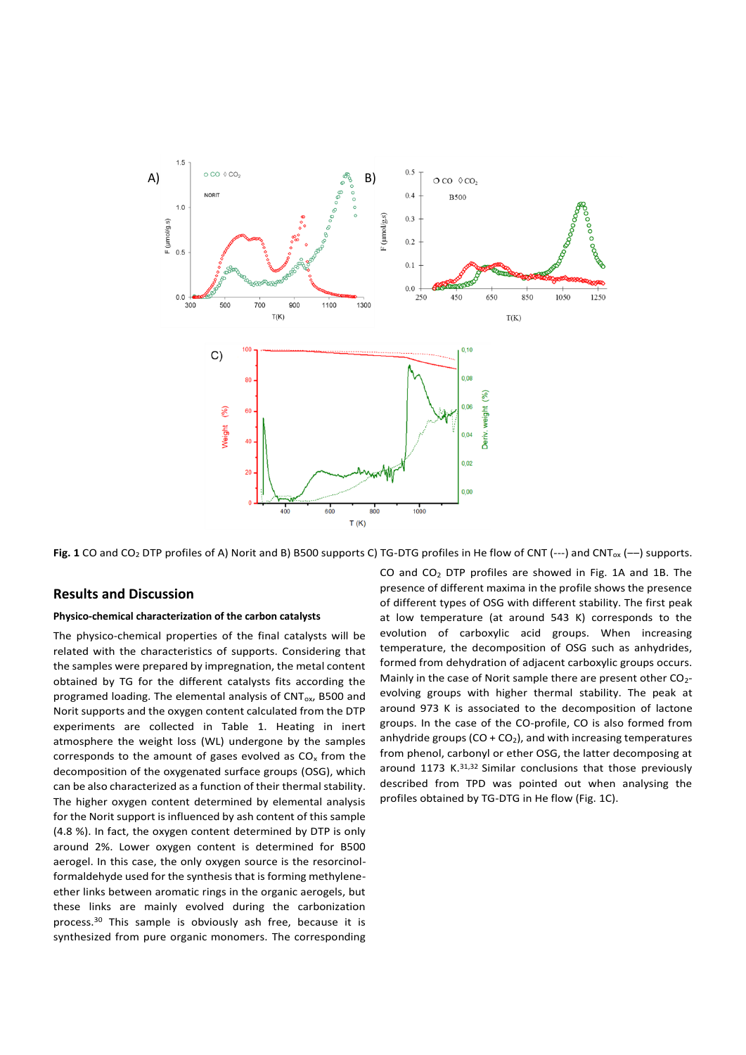**Fig. 1** CO and $CO_2$ DTP profiles of A) Norit and B) B500 supports C) TG-DTG profiles in He flow of CNT (---) and $CNT_{ox}$ (—) supports.

## Results and Discussion

### Physico-chemical characterization of the carbon catalysts

The physico-chemical properties of the final catalysts will be related with the characteristics of supports. Considering that the samples were prepared by impregnation, the metal content obtained by TG for the different catalysts fits according the programed loading. The elemental analysis of $CNT_{ox}$, B500 and Norit supports and the oxygen content calculated from the DTP experiments are collected in Table 1. Heating in inert atmosphere the weight loss (WL) undergone by the samples corresponds to the amount of gases evolved as $CO_x$ from the decomposition of the oxygenated surface groups (OSG), which can be also characterized as a function of their thermal stability. The higher oxygen content determined by elemental analysis for the Norit support is influenced by ash content of this sample (4.8 %). In fact, the oxygen content determined by DTP is only around 2%. Lower oxygen content is determined for B500 aerogel. In this case, the only oxygen source is the resorcinol-formaldehyde used for the synthesis that is forming methylene-ether links between aromatic rings in the organic aerogels, but these links are mainly evolved during the carbonization process.[30] This sample is obviously ash free, because it is synthesized from pure organic monomers. The corresponding CO and $CO_2$ DTP profiles are showed in Fig. 1A and 1B. The presence of different maxima in the profile shows the presence of different types of OSG with different stability. The first peak at low temperature (at around 543 K) corresponds to the evolution of carboxylic acid groups. When increasing temperature, the decomposition of OSG such as anhydrides, formed from dehydration of adjacent carboxylic groups occurs. Mainly in the case of Norit sample there are present other $CO_2$-evolving groups with higher thermal stability. The peak at around 973 K is associated to the decomposition of lactone groups. In the case of the CO-profile, CO is also formed from anhydride groups (CO + $CO_2$), and with increasing temperatures from phenol, carbonyl or ether OSG, the latter decomposing at around 1173 K.[31,32] Similar conclusions that those previously described from TPD was pointed out when analysing the profiles obtained by TG-DTG in He flow (Fig. 1C).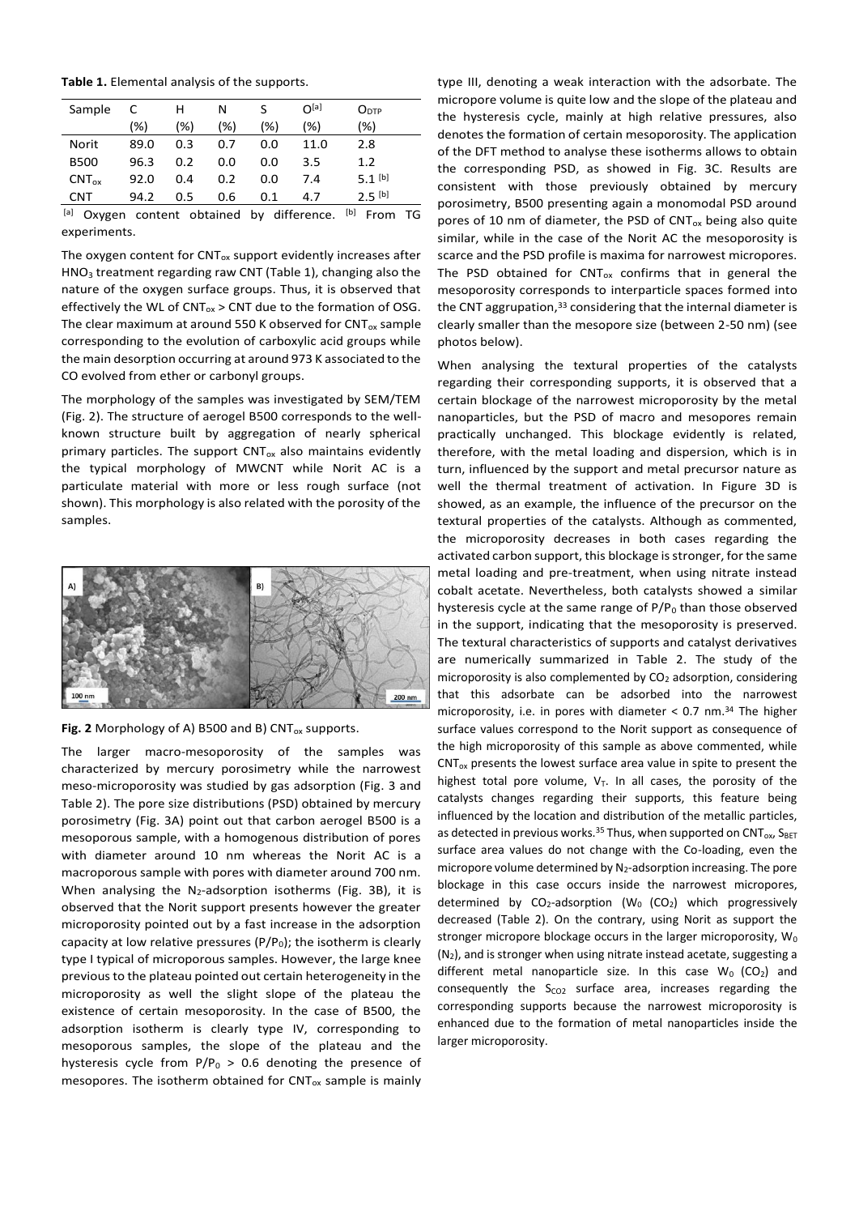**Table 1.** Elemental analysis of the supports.

| Sample | C (%) | H (%) | N (%) | S (%) | O[a] (%) | $O_{DTP}$ (%) |
|---|---|---|---|---|---|---|
| Norit | 89.0 | 0.3 | 0.7 | 0.0 | 11.0 | 2.8 |
| B500 | 96.3 | 0.2 | 0.0 | 0.0 | 3.5 | 1.2 |
| $CNT_{ox}$ | 92.0 | 0.4 | 0.2 | 0.0 | 7.4 | 5.1 [b] |
| CNT | 94.2 | 0.5 | 0.6 | 0.1 | 4.7 | 2.5 [b] |

[a] Oxygen content obtained by difference. [b] From TG experiments.

The oxygen content for $CNT_{ox}$ support evidently increases after $HNO_3$ treatment regarding raw CNT (Table 1), changing also the nature of the oxygen surface groups. Thus, it is observed that effectively the WL of $CNT_{ox}$ > CNT due to the formation of OSG. The clear maximum at around 550 K observed for $CNT_{ox}$ sample corresponding to the evolution of carboxylic acid groups while the main desorption occurring at around 973 K associated to the CO evolved from ether or carbonyl groups.

The morphology of the samples was investigated by SEM/TEM (Fig. 2). The structure of aerogel B500 corresponds to the well-known structure built by aggregation of nearly spherical primary particles. The support $CNT_{ox}$ also maintains evidently the typical morphology of MWCNT while Norit AC is a particulate material with more or less rough surface (not shown). This morphology is also related with the porosity of the samples.

**Fig. 2** Morphology of A) B500 and B) $CNT_{ox}$ supports.

The larger macro-mesoporosity of the samples was characterized by mercury porosimetry while the narrowest meso-microporosity was studied by gas adsorption (Fig. 3 and Table 2). The pore size distributions (PSD) obtained by mercury porosimetry (Fig. 3A) point out that carbon aerogel B500 is a mesoporous sample, with a homogenous distribution of pores with diameter around 10 nm whereas the Norit AC is a macroporous sample with pores with diameter around 700 nm. When analysing the $N_2$-adsorption isotherms (Fig. 3B), it is observed that the Norit support presents however the greater microporosity pointed out by a fast increase in the adsorption capacity at low relative pressures ($P/P_0$); the isotherm is clearly type I typical of microporous samples. However, the large knee previous to the plateau pointed out certain heterogeneity in the microporosity as well the slight slope of the plateau the existence of certain mesoporosity. In the case of B500, the adsorption isotherm is clearly type IV, corresponding to mesoporous samples, the slope of the plateau and the hysteresis cycle from $P/P_0 > 0.6$ denoting the presence of mesopores. The isotherm obtained for $CNT_{ox}$ sample is mainly type III, denoting a weak interaction with the adsorbate. The micropore volume is quite low and the slope of the plateau and the hysteresis cycle, mainly at high relative pressures, also denotes the formation of certain mesoporosity. The application of the DFT method to analyse these isotherms allows to obtain the corresponding PSD, as showed in Fig. 3C. Results are consistent with those previously obtained by mercury porosimetry, B500 presenting again a monomodal PSD around pores of 10 nm of diameter, the PSD of $CNT_{ox}$ being also quite similar, while in the case of the Norit AC the mesoporosity is scarce and the PSD profile is maxima for narrowest micropores. The PSD obtained for $CNT_{ox}$ confirms that in general the mesoporosity corresponds to interparticle spaces formed into the CNT aggrupation,[33] considering that the internal diameter is clearly smaller than the mesopore size (between 2-50 nm) (see photos below).

When analysing the textural properties of the catalysts regarding their corresponding supports, it is observed that a certain blockage of the narrowest microporosity by the metal nanoparticles, but the PSD of macro and mesopores remain practically unchanged. This blockage evidently is related, therefore, with the metal loading and dispersion, which is in turn, influenced by the support and metal precursor nature as well the thermal treatment of activation. In Figure 3D is showed, as an example, the influence of the precursor on the textural properties of the catalysts. Although as commented, the microporosity decreases in both cases regarding the activated carbon support, this blockage is stronger, for the same metal loading and pre-treatment, when using nitrate instead cobalt acetate. Nevertheless, both catalysts showed a similar hysteresis cycle at the same range of $P/P_0$ than those observed in the support, indicating that the mesoporosity is preserved. The textural characteristics of supports and catalyst derivatives are numerically summarized in Table 2. The study of the microporosity is also complemented by $CO_2$ adsorption, considering that this adsorbate can be adsorbed into the narrowest microporosity, i.e. in pores with diameter < 0.7 nm.[34] The higher surface values correspond to the Norit support as consequence of the high microporosity of this sample as above commented, while $CNT_{ox}$ presents the lowest surface area value in spite to present the highest total pore volume, $V_T$. In all cases, the porosity of the catalysts changes regarding their supports, this feature being influenced by the location and distribution of the metallic particles, as detected in previous works.[35] Thus, when supported on $CNT_{ox}$, $S_{BET}$ surface area values do not change with the Co-loading, even the micropore volume determined by $N_2$-adsorption increasing. The pore blockage in this case occurs inside the narrowest micropores, determined by $CO_2$-adsorption ($W_0$ ($CO_2$) which progressively decreased (Table 2). On the contrary, using Norit as support the stronger micropore blockage occurs in the larger microporosity, $W_0$ ($N_2$), and is stronger when using nitrate instead acetate, suggesting a different metal nanoparticle size. In this case $W_0$ ($CO_2$) and consequently the $S_{CO2}$ surface area, increases regarding the corresponding supports because the narrowest microporosity is enhanced due to the formation of metal nanoparticles inside the larger microporosity.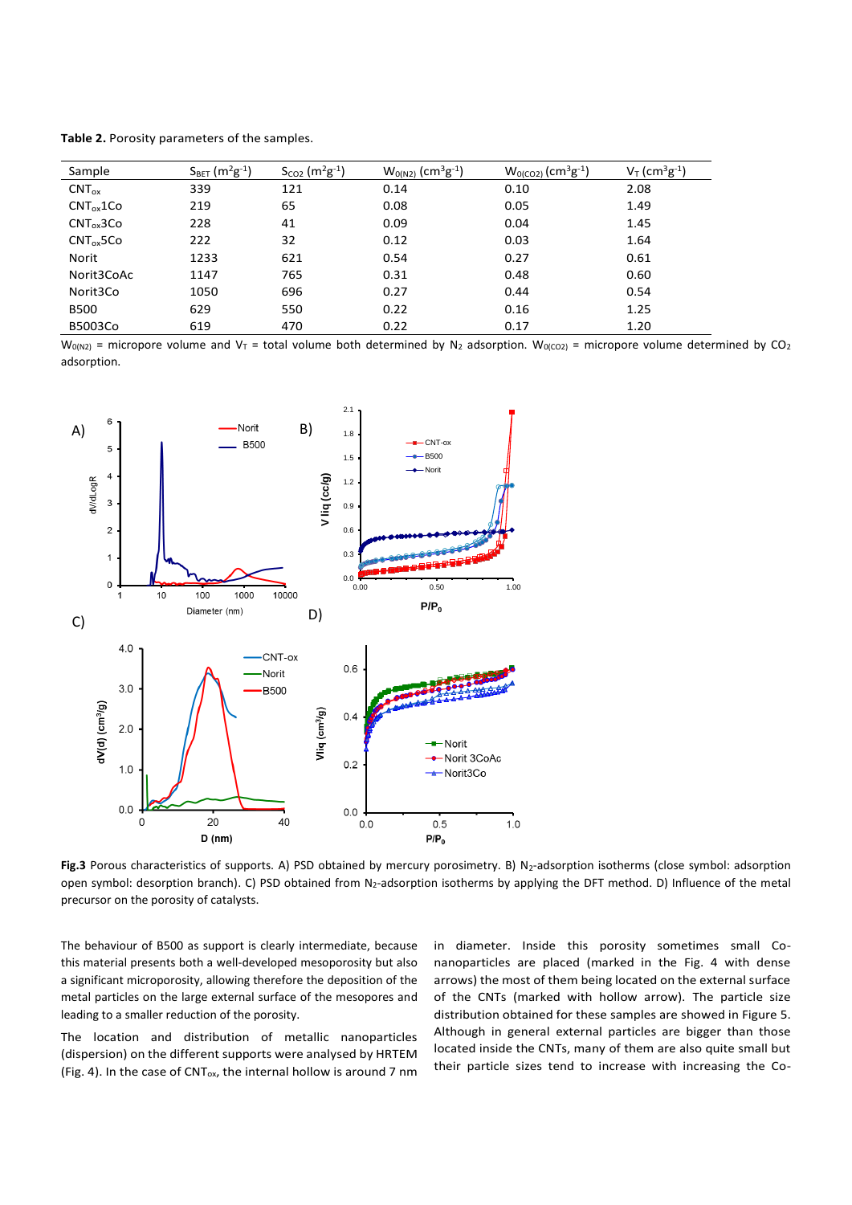**Table 2.** Porosity parameters of the samples.

| Sample | $S_{BET}$ ($m^2g^{-1}$) | $S_{CO2}$ ($m^2g^{-1}$) | $W_{0(N2)}$ ($cm^3g^{-1}$) | $W_{0(CO2)}$ ($cm^3g^{-1}$) | $V_T$ ($cm^3g^{-1}$) |
|---|---|---|---|---|---|
| $CNT_{ox}$ | 339 | 121 | 0.14 | 0.10 | 2.08 |
| $CNT_{ox}$1Co | 219 | 65 | 0.08 | 0.05 | 1.49 |
| $CNT_{ox}$3Co | 228 | 41 | 0.09 | 0.04 | 1.45 |
| $CNT_{ox}$5Co | 222 | 32 | 0.12 | 0.03 | 1.64 |
| Norit | 1233 | 621 | 0.54 | 0.27 | 0.61 |
| Norit3CoAc | 1147 | 765 | 0.31 | 0.48 | 0.60 |
| Norit3Co | 1050 | 696 | 0.27 | 0.44 | 0.54 |
| B500 | 629 | 550 | 0.22 | 0.16 | 1.25 |
| B5003Co | 619 | 470 | 0.22 | 0.17 | 1.20 |

$W_{0(N2)}$ = micropore volume and $V_T$ = total volume both determined by $N_2$ adsorption. $W_{0(CO2)}$ = micropore volume determined by $CO_2$ adsorption.

**Fig.3** Porous characteristics of supports. A) PSD obtained by mercury porosimetry. B) $N_2$-adsorption isotherms (close symbol: adsorption open symbol: desorption branch). C) PSD obtained from $N_2$-adsorption isotherms by applying the DFT method. D) Influence of the metal precursor on the porosity of catalysts.

The behaviour of B500 as support is clearly intermediate, because this material presents both a well-developed mesoporosity but also a significant microporosity, allowing therefore the deposition of the metal particles on the large external surface of the mesopores and leading to a smaller reduction of the porosity.

The location and distribution of metallic nanoparticles (dispersion) on the different supports were analysed by HRTEM (Fig. 4). In the case of $CNT_{ox}$, the internal hollow is around 7 nm in diameter. Inside this porosity sometimes small Co-nanoparticles are placed (marked in the Fig. 4 with dense arrows) the most of them being located on the external surface of the CNTs (marked with hollow arrow). The particle size distribution obtained for these samples are showed in Figure 5. Although in general external particles are bigger than those located inside the CNTs, many of them are also quite small but their particle sizes tend to increase with increasing the Co-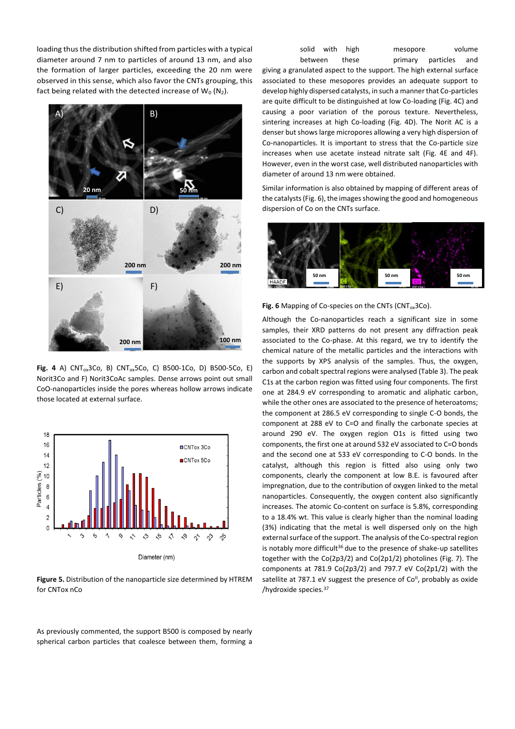loading thus the distribution shifted from particles with a typical diameter around 7 nm to particles of around 13 nm, and also the formation of larger particles, exceeding the 20 nm were observed in this sense, which also favor the CNTs grouping, this fact being related with the detected increase of $W_0$ ($N_2$).

**Fig. 4** A) $CNT_{ox}3Co$, B) $CNT_{ox}5Co$, C) B500-1Co, D) B500-5Co, E) Norit3Co and F) Norit3CoAc samples. Dense arrows point out small CoO-nanoparticles inside the pores whereas hollow arrows indicate those located at external surface.

**Figure 5.** Distribution of the nanoparticle size determined by HTREM for CNTox nCo

As previously commented, the support B500 is composed by nearly spherical carbon particles that coalesce between them, forming a solid with high mesopore volume between these primary particles and giving a granulated aspect to the support. The high external surface associated to these mesopores provides an adequate support to develop highly dispersed catalysts, in such a manner that Co-particles are quite difficult to be distinguished at low Co-loading (Fig. 4C) and causing a poor variation of the porous texture. Nevertheless, sintering increases at high Co-loading (Fig. 4D). The Norit AC is a denser but shows large micropores allowing a very high dispersion of Co-nanoparticles. It is important to stress that the Co-particle size increases when use acetate instead nitrate salt (Fig. 4E and 4F). However, even in the worst case, well distributed nanoparticles with diameter of around 13 nm were obtained.

Similar information is also obtained by mapping of different areas of the catalysts (Fig. 6), the images showing the good and homogeneous dispersion of Co on the CNTs surface.

**Fig. 6** Mapping of Co-species on the CNTs ($CNT_{ox}3Co$).

Although the Co-nanoparticles reach a significant size in some samples, their XRD patterns do not present any diffraction peak associated to the Co-phase. At this regard, we try to identify the chemical nature of the metallic particles and the interactions with the supports by XPS analysis of the samples. Thus, the oxygen, carbon and cobalt spectral regions were analysed (Table 3). The peak C1s at the carbon region was fitted using four components. The first one at 284.9 eV corresponding to aromatic and aliphatic carbon, while the other ones are associated to the presence of heteroatoms; the component at 286.5 eV corresponding to single C-O bonds, the component at 288 eV to C=O and finally the carbonate species at around 290 eV. The oxygen region O1s is fitted using two components, the first one at around 532 eV associated to C=O bonds and the second one at 533 eV corresponding to C-O bonds. In the catalyst, although this region is fitted also using only two components, clearly the component at low B.E. is favoured after impregnation, due to the contribution of oxygen linked to the metal nanoparticles. Consequently, the oxygen content also significantly increases. The atomic Co-content on surface is 5.8%, corresponding to a 18.4% wt. This value is clearly higher than the nominal loading (3%) indicating that the metal is well dispersed only on the high external surface of the support. The analysis of the Co-spectral region is notably more difficult[36] due to the presence of shake-up satellites together with the Co(2p3/2) and Co(2p1/2) photolines (Fig. 7). The components at 781.9 Co(2p3/2) and 797.7 eV Co(2p1/2) with the satellite at 787.1 eV suggest the presence of $Co^{II}$, probably as oxide /hydroxide species.[37]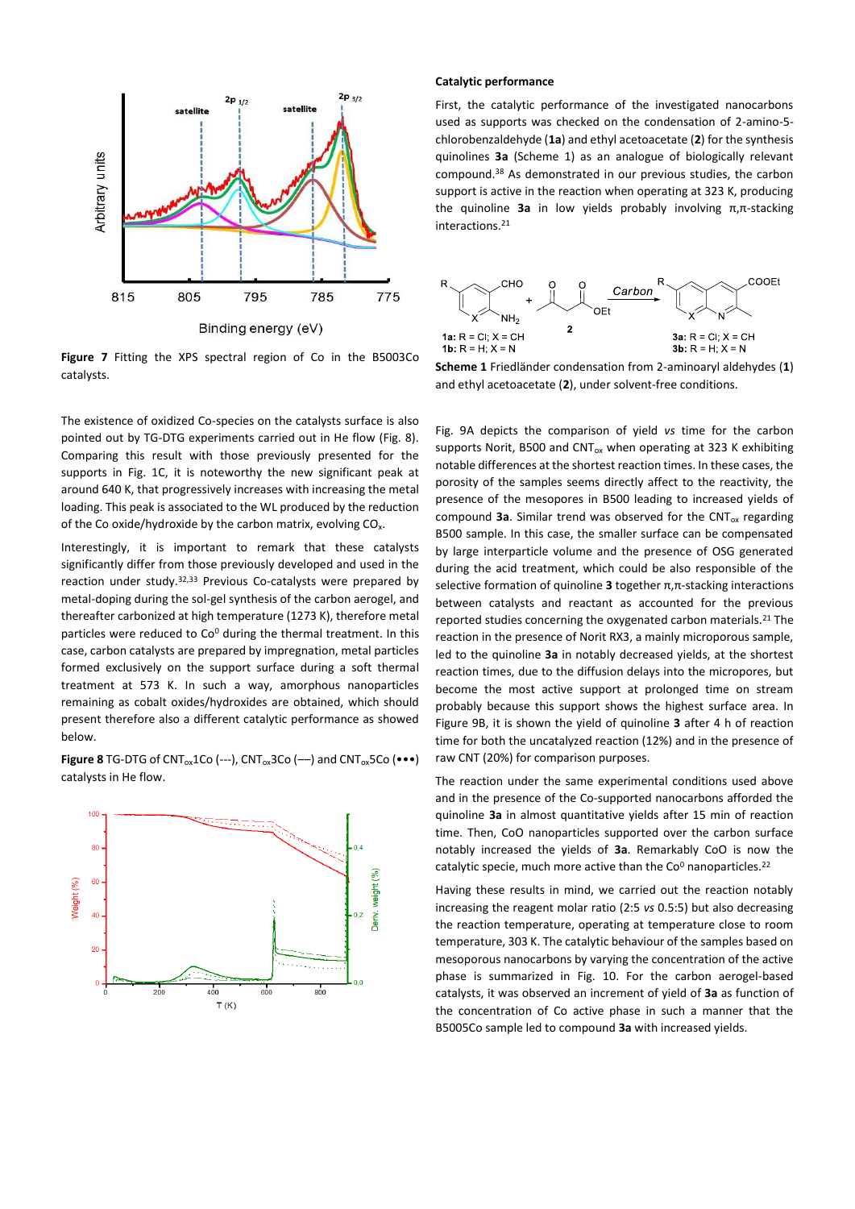**Figure 7** Fitting the XPS spectral region of Co in the B5003Co catalysts.

The existence of oxidized Co-species on the catalysts surface is also pointed out by TG-DTG experiments carried out in He flow (Fig. 8). Comparing this result with those previously presented for the supports in Fig. 1C, it is noteworthy the new significant peak at around 640 K, that progressively increases with increasing the metal loading. This peak is associated to the WL produced by the reduction of the Co oxide/hydroxide by the carbon matrix, evolving $CO_x$.

Interestingly, it is important to remark that these catalysts significantly differ from those previously developed and used in the reaction under study.[32,33] Previous Co-catalysts were prepared by metal-doping during the sol-gel synthesis of the carbon aerogel, and thereafter carbonized at high temperature (1273 K), therefore metal particles were reduced to $Co^0$ during the thermal treatment. In this case, carbon catalysts are prepared by impregnation, metal particles formed exclusively on the support surface during a soft thermal treatment at 573 K. In such a way, amorphous nanoparticles remaining as cobalt oxides/hydroxides are obtained, which should present therefore also a different catalytic performance as showed below.

**Figure 8** TG-DTG of $CNT_{ox}$1Co (---), $CNT_{ox}$3Co (––) and $CNT_{ox}$5Co (•••) catalysts in He flow.

### Catalytic performance

First, the catalytic performance of the investigated nanocarbons used as supports was checked on the condensation of 2-amino-5-chlorobenzaldehyde (**1a**) and ethyl acetoacetate (**2**) for the synthesis quinolines **3a** (Scheme 1) as an analogue of biologically relevant compound.[38] As demonstrated in our previous studies, the carbon support is active in the reaction when operating at 323 K, producing the quinoline **3a** in low yields probably involving π,π-stacking interactions.[21]

**1a:** R = Cl; X = CH
**1b:** R = H; X = N
**3a:** R = Cl; X = CH
**3b:** R = H; X = N

**Scheme 1** Friedländer condensation from 2-aminoaryl aldehydes (**1**) and ethyl acetoacetate (**2**), under solvent-free conditions.

Fig. 9A depicts the comparison of yield *vs* time for the carbon supports Norit, B500 and $CNT_{ox}$ when operating at 323 K exhibiting notable differences at the shortest reaction times. In these cases, the porosity of the samples seems directly affect to the reactivity, the presence of the mesopores in B500 leading to increased yields of compound **3a**. Similar trend was observed for the $CNT_{ox}$ regarding B500 sample. In this case, the smaller surface can be compensated by large interparticle volume and the presence of OSG generated during the acid treatment, which could be also responsible of the selective formation of quinoline **3** together π,π-stacking interactions between catalysts and reactant as accounted for the previous reported studies concerning the oxygenated carbon materials.[21] The reaction in the presence of Norit RX3, a mainly microporous sample, led to the quinoline **3a** in notably decreased yields, at the shortest reaction times, due to the diffusion delays into the micropores, but become the most active support at prolonged time on stream probably because this support shows the highest surface area. In Figure 9B, it is shown the yield of quinoline **3** after 4 h of reaction time for both the uncatalyzed reaction (12%) and in the presence of raw CNT (20%) for comparison purposes.

The reaction under the same experimental conditions used above and in the presence of the Co-supported nanocarbons afforded the quinoline **3a** in almost quantitative yields after 15 min of reaction time. Then, CoO nanoparticles supported over the carbon surface notably increased the yields of **3a**. Remarkably CoO is now the catalytic specie, much more active than the $Co^0$ nanoparticles.[22]

Having these results in mind, we carried out the reaction notably increasing the reagent molar ratio (2:5 *vs* 0.5:5) but also decreasing the reaction temperature, operating at temperature close to room temperature, 303 K. The catalytic behaviour of the samples based on mesoporous nanocarbons by varying the concentration of the active phase is summarized in Fig. 10. For the carbon aerogel-based catalysts, it was observed an increment of yield of **3a** as function of the concentration of Co active phase in such a manner that the B5005Co sample led to compound **3a** with increased yields.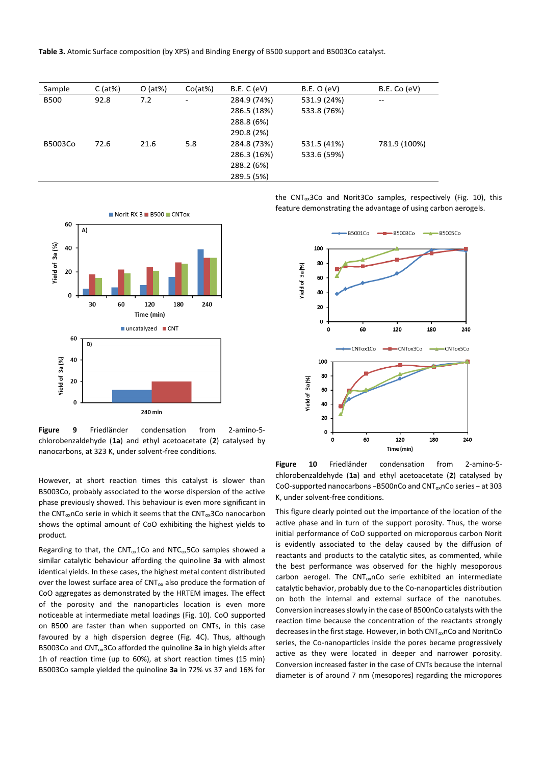**Table 3.** Atomic Surface composition (by XPS) and Binding Energy of B500 support and B5003Co catalyst.

| Sample | C (at%) | O (at%) | Co(at%) | B.E. C (eV) | B.E. O (eV) | B.E. Co (eV) |
|---|---|---|---|---|---|---|
| B500 | 92.8 | 7.2 | - | 284.9 (74%) | 531.9 (24%) | -- |
| | | | | 286.5 (18%) | 533.8 (76%) | |
| | | | | 288.8 (6%) | | |
| | | | | 290.8 (2%) | | |
| B5003Co | 72.6 | 21.6 | 5.8 | 284.8 (73%) | 531.5 (41%) | 781.9 (100%) |
| | | | | 286.3 (16%) | 533.6 (59%) | |
| | | | | 288.2 (6%) | | |
| | | | | 289.5 (5%) | | |

**Figure 9** Friedländer condensation from 2-amino-5-chlorobenzaldehyde (**1a**) and ethyl acetoacetate (**2**) catalysed by nanocarbons, at 323 K, under solvent-free conditions.

However, at short reaction times this catalyst is slower than B5003Co, probably associated to the worse dispersion of the active phase previously showed. This behaviour is even more significant in the $CNT_{ox}nCo$ serie in which it seems that the $CNT_{ox}3Co$ nanocarbon shows the optimal amount of CoO exhibiting the highest yields to product.

Regarding to that, the $CNT_{ox}1Co$ and $NTC_{ox}5Co$ samples showed a similar catalytic behaviour affording the quinoline **3a** with almost identical yields. In these cases, the highest metal content distributed over the lowest surface area of $CNT_{ox}$ also produce the formation of CoO aggregates as demonstrated by the HRTEM images. The effect of the porosity and the nanoparticles location is even more noticeable at intermediate metal loadings (Fig. 10). CoO supported on B500 are faster than when supported on CNTs, in this case favoured by a high dispersion degree (Fig. 4C). Thus, although B5003Co and $CNT_{ox}3Co$ afforded the quinoline **3a** in high yields after 1h of reaction time (up to 60%), at short reaction times (15 min) B5003Co sample yielded the quinoline **3a** in 72% vs 37 and 16% for the $CNT_{ox}3Co$ and Norit3Co samples, respectively (Fig. 10), this feature demonstrating the advantage of using carbon aerogels.

**Figure 10** Friedländer condensation from 2-amino-5-chlorobenzaldehyde (**1a**) and ethyl acetoacetate (**2**) catalysed by CoO-supported nanocarbons –B500nCo and $CNT_{ox}nCo$ series – at 303 K, under solvent-free conditions.

This figure clearly pointed out the importance of the location of the active phase and in turn of the support porosity. Thus, the worse initial performance of CoO supported on microporous carbon Norit is evidently associated to the delay caused by the diffusion of reactants and products to the catalytic sites, as commented, while the best performance was observed for the highly mesoporous carbon aerogel. The $CNT_{ox}nCo$ serie exhibited an intermediate catalytic behavior, probably due to the Co-nanoparticles distribution on both the internal and external surface of the nanotubes. Conversion increases slowly in the case of B500nCo catalysts with the reaction time because the concentration of the reactants strongly decreases in the first stage. However, in both $CNT_{ox}nCo$ and NoritnCo series, the Co-nanoparticles inside the pores became progressively active as they were located in deeper and narrower porosity. Conversion increased faster in the case of CNTs because the internal diameter is of around 7 nm (mesopores) regarding the micropores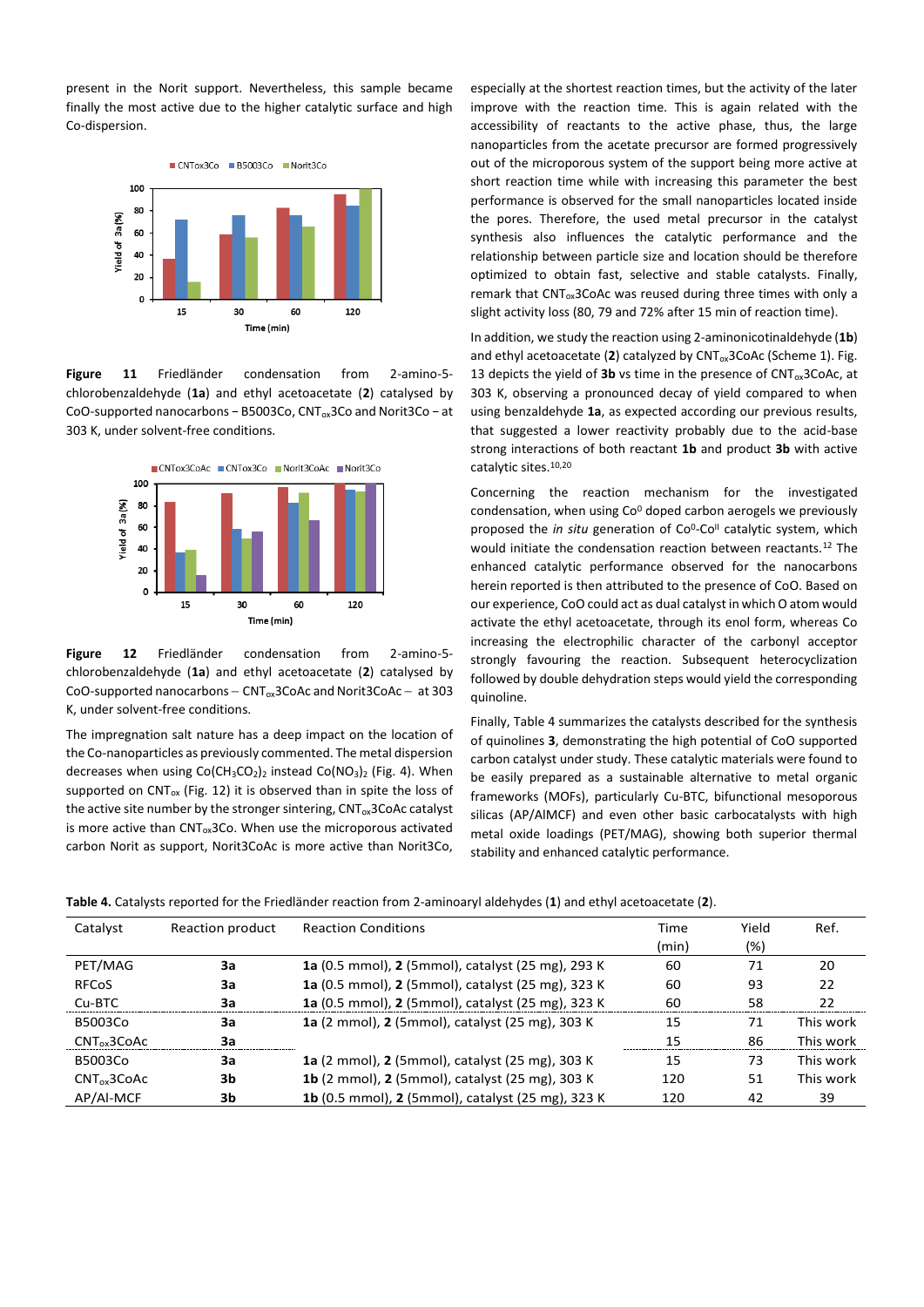present in the Norit support. Nevertheless, this sample became finally the most active due to the higher catalytic surface and high Co-dispersion.

**Figure 11** Friedländer condensation from 2-amino-5-chlorobenzaldehyde (**1a**) and ethyl acetoacetate (**2**) catalysed by CoO-supported nanocarbons – B5003Co, $CNT_{ox}3Co$ and Norit3Co – at 303 K, under solvent-free conditions.

**Figure 12** Friedländer condensation from 2-amino-5-chlorobenzaldehyde (**1a**) and ethyl acetoacetate (**2**) catalysed by CoO-supported nanocarbons – $CNT_{ox}3CoAc$ and Norit3CoAc – at 303 K, under solvent-free conditions.

The impregnation salt nature has a deep impact on the location of the Co-nanoparticles as previously commented. The metal dispersion decreases when using $Co(CH_3CO_2)_2$ instead $Co(NO_3)_2$ (Fig. 4). When supported on $CNT_{ox}$ (Fig. 12) it is observed than in spite the loss of the active site number by the stronger sintering, $CNT_{ox}3CoAc$ catalyst is more active than $CNT_{ox}3Co$. When use the microporous activated carbon Norit as support, Norit3CoAc is more active than Norit3Co, especially at the shortest reaction times, but the activity of the later improve with the reaction time. This is again related with the accessibility of reactants to the active phase, thus, the large nanoparticles from the acetate precursor are formed progressively out of the microporous system of the support being more active at short reaction time while with increasing this parameter the best performance is observed for the small nanoparticles located inside the pores. Therefore, the used metal precursor in the catalyst synthesis also influences the catalytic performance and the relationship between particle size and location should be therefore optimized to obtain fast, selective and stable catalysts. Finally, remark that $CNT_{ox}3CoAc$ was reused during three times with only a slight activity loss (80, 79 and 72% after 15 min of reaction time).

In addition, we study the reaction using 2-aminonicotinaldehyde (**1b**) and ethyl acetoacetate (**2**) catalyzed by $CNT_{ox}3CoAc$ (Scheme 1). Fig. 13 depicts the yield of **3b** vs time in the presence of $CNT_{ox}3CoAc$, at 303 K, observing a pronounced decay of yield compared to when using benzaldehyde **1a**, as expected according our previous results, that suggested a lower reactivity probably due to the acid-base strong interactions of both reactant **1b** and product **3b** with active catalytic sites.[10,20]

Concerning the reaction mechanism for the investigated condensation, when using $Co^0$ doped carbon aerogels we previously proposed the *in situ* generation of $Co^0$-$Co^{II}$ catalytic system, which would initiate the condensation reaction between reactants.[12] The enhanced catalytic performance observed for the nanocarbons herein reported is then attributed to the presence of CoO. Based on our experience, CoO could act as dual catalyst in which O atom would activate the ethyl acetoacetate, through its enol form, whereas Co increasing the electrophilic character of the carbonyl acceptor strongly favouring the reaction. Subsequent heterocyclization followed by double dehydration steps would yield the corresponding quinoline.

Finally, Table 4 summarizes the catalysts described for the synthesis of quinolines **3**, demonstrating the high potential of CoO supported carbon catalyst under study. These catalytic materials were found to be easily prepared as a sustainable alternative to metal organic frameworks (MOFs), particularly Cu-BTC, bifunctional mesoporous silicas (AP/AlMCF) and even other basic carbocatalysts with high metal oxide loadings (PET/MAG), showing both superior thermal stability and enhanced catalytic performance.

**Table 4.** Catalysts reported for the Friedländer reaction from 2-aminoaryl aldehydes (**1**) and ethyl acetoacetate (**2**).

| Catalyst | Reaction product | Reaction Conditions | Time (min) | Yield (%) | Ref. |
|---|---|---|---|---|---|
| PET/MAG | **3a** | **1a** (0.5 mmol), **2** (5mmol), catalyst (25 mg), 293 K | 60 | 71 | 20 |
| RFCoS | **3a** | **1a** (0.5 mmol), **2** (5mmol), catalyst (25 mg), 323 K | 60 | 93 | 22 |
| Cu-BTC | **3a** | **1a** (0.5 mmol), **2** (5mmol), catalyst (25 mg), 323 K | 60 | 58 | 22 |
| B5003Co | **3a** | **1a** (2 mmol), **2** (5mmol), catalyst (25 mg), 303 K | 15 | 71 | This work |
| $CNT_{ox}3CoAc$ | **3a** | | 15 | 86 | This work |
| B5003Co | **3a** | **1a** (2 mmol), **2** (5mmol), catalyst (25 mg), 303 K | 15 | 73 | This work |
| $CNT_{ox}3CoAc$ | **3b** | **1b** (2 mmol), **2** (5mmol), catalyst (25 mg), 303 K | 120 | 51 | This work |
| AP/Al-MCF | **3b** | **1b** (0.5 mmol), **2** (5mmol), catalyst (25 mg), 323 K | 120 | 42 | 39 |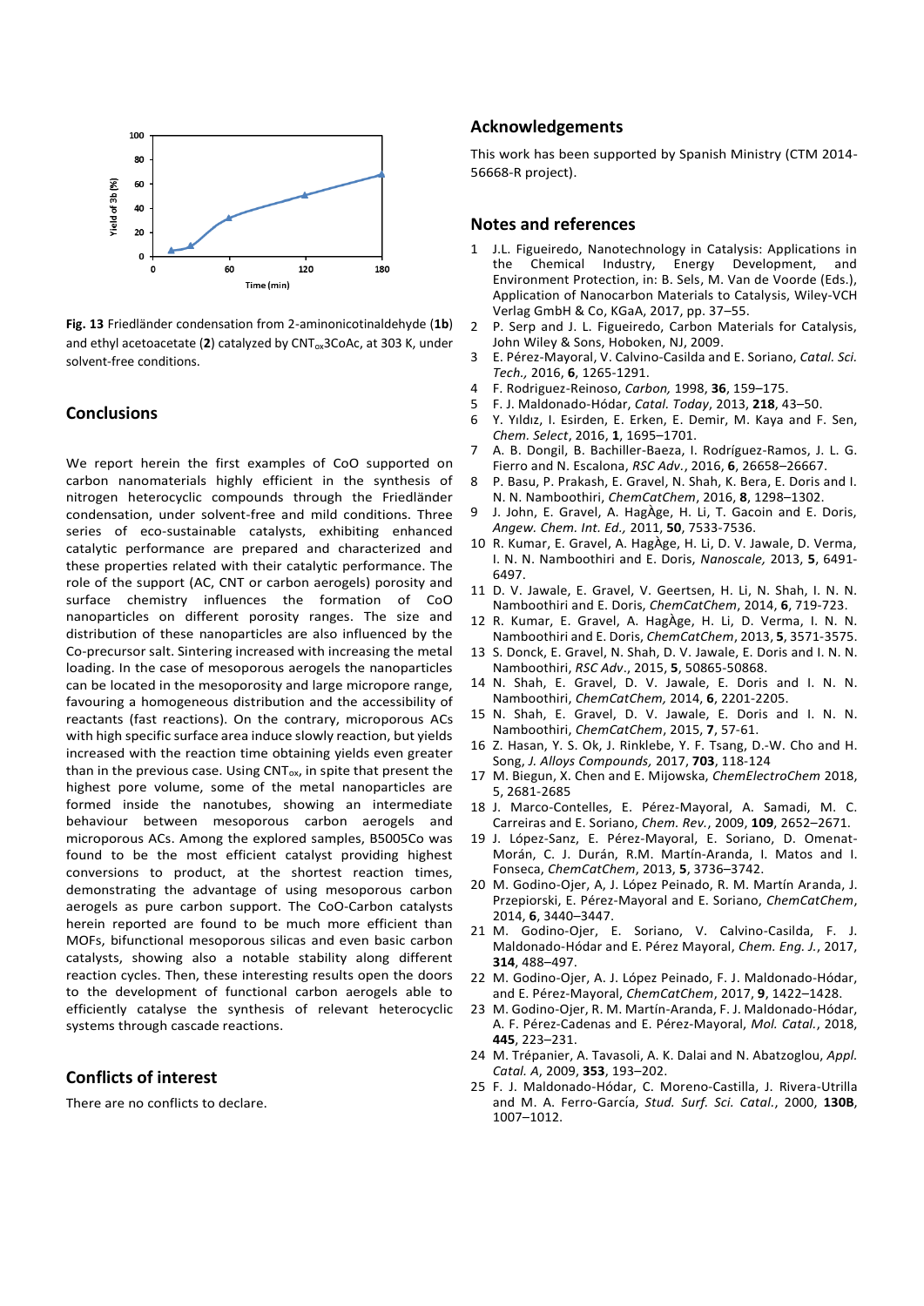Fig. 13 Friedländer condensation from 2-aminonicotinaldehyde (**1b**) and ethyl acetoacetate (**2**) catalyzed by $CNT_{ox}$3CoAc, at 303 K, under solvent-free conditions.

## Conclusions

We report herein the first examples of CoO supported on carbon nanomaterials highly efficient in the synthesis of nitrogen heterocyclic compounds through the Friedländer condensation, under solvent-free and mild conditions. Three series of eco-sustainable catalysts, exhibiting enhanced catalytic performance are prepared and characterized and these properties related with their catalytic performance. The role of the support (AC, CNT or carbon aerogels) porosity and surface chemistry influences the formation of CoO nanoparticles on different porosity ranges. The size and distribution of these nanoparticles are also influenced by the Co-precursor salt. Sintering increased with increasing the metal loading. In the case of mesoporous aerogels the nanoparticles can be located in the mesoporosity and large micropore range, favouring a homogeneous distribution and the accessibility of reactants (fast reactions). On the contrary, microporous ACs with high specific surface area induce slowly reaction, but yields increased with the reaction time obtaining yields even greater than in the previous case. Using $CNT_{ox}$, in spite that present the highest pore volume, some of the metal nanoparticles are formed inside the nanotubes, showing an intermediate behaviour between mesoporous carbon aerogels and microporous ACs. Among the explored samples, B5005Co was found to be the most efficient catalyst providing highest conversions to product, at the shortest reaction times, demonstrating the advantage of using mesoporous carbon aerogels as pure carbon support. The CoO-Carbon catalysts herein reported are found to be much more efficient than MOFs, bifunctional mesoporous silicas and even basic carbon catalysts, showing also a notable stability along different reaction cycles. Then, these interesting results open the doors to the development of functional carbon aerogels able to efficiently catalyse the synthesis of relevant heterocyclic systems through cascade reactions.

## Conflicts of interest

There are no conflicts to declare.

## Acknowledgements

This work has been supported by Spanish Ministry (CTM 2014-56668-R project).

## Notes and references

1. J.L. Figueiredo, Nanotechnology in Catalysis: Applications in the Chemical Industry, Energy Development, and Environment Protection, in: B. Sels, M. Van de Voorde (Eds.), Application of Nanocarbon Materials to Catalysis, Wiley-VCH Verlag GmbH & Co, KGaA, 2017, pp. 37–55.
2. P. Serp and J. L. Figueiredo, Carbon Materials for Catalysis, John Wiley & Sons, Hoboken, NJ, 2009.
3. E. Pérez-Mayoral, V. Calvino-Casilda and E. Soriano, *Catal. Sci. Tech.,* 2016, **6**, 1265-1291.
4. F. Rodriguez-Reinoso, *Carbon,* 1998, **36**, 159–175.
5. F. J. Maldonado-Hódar, *Catal. Today*, 2013, **218**, 43–50.
6. Y. Yıldız, I. Esirden, E. Erken, E. Demir, M. Kaya and F. Sen, *Chem. Select*, 2016, **1**, 1695–1701.
7. A. B. Dongil, B. Bachiller-Baeza, I. Rodríguez-Ramos, J. L. G. Fierro and N. Escalona, *RSC Adv.*, 2016, **6**, 26658–26667.
8. P. Basu, P. Prakash, E. Gravel, N. Shah, K. Bera, E. Doris and I. N. N. Namboothiri, *ChemCatChem*, 2016, **8**, 1298–1302.
9. J. John, E. Gravel, A. HagÀge, H. Li, T. Gacoin and E. Doris, *Angew. Chem. Int. Ed.,* 2011, **50**, 7533-7536.
10. R. Kumar, E. Gravel, A. HagÀge, H. Li, D. V. Jawale, D. Verma, I. N. N. Namboothiri and E. Doris, *Nanoscale,* 2013, **5**, 6491-6497.
11. D. V. Jawale, E. Gravel, V. Geertsen, H. Li, N. Shah, I. N. N. Namboothiri and E. Doris, *ChemCatChem*, 2014, **6**, 719-723.
12. R. Kumar, E. Gravel, A. HagÀge, H. Li, D. Verma, I. N. N. Namboothiri and E. Doris, *ChemCatChem*, 2013, **5**, 3571-3575.
13. S. Donck, E. Gravel, N. Shah, D. V. Jawale, E. Doris and I. N. N. Namboothiri, *RSC Adv*., 2015, **5**, 50865-50868.
14. N. Shah, E. Gravel, D. V. Jawale, E. Doris and I. N. N. Namboothiri, *ChemCatChem,* 2014, **6**, 2201-2205.
15. N. Shah, E. Gravel, D. V. Jawale, E. Doris and I. N. N. Namboothiri, *ChemCatChem*, 2015, **7**, 57-61.
16. Z. Hasan, Y. S. Ok, J. Rinklebe, Y. F. Tsang, D.-W. Cho and H. Song, *J. Alloys Compounds,* 2017, **703**, 118-124
17. M. Biegun, X. Chen and E. Mijowska, *ChemElectroChem* 2018, 5, 2681-2685
18. J. Marco-Contelles, E. Pérez-Mayoral, A. Samadi, M. C. Carreiras and E. Soriano, *Chem. Rev.*, 2009, **109**, 2652–2671.
19. J. López-Sanz, E. Pérez-Mayoral, E. Soriano, D. Omenat-Morán, C. J. Durán, R.M. Martín-Aranda, I. Matos and I. Fonseca, *ChemCatChem*, 2013, **5**, 3736–3742.
20. M. Godino-Ojer, A, J. López Peinado, R. M. Martín Aranda, J. Przepiorski, E. Pérez-Mayoral and E. Soriano, *ChemCatChem*, 2014, **6**, 3440–3447.
21. M. Godino-Ojer, E. Soriano, V. Calvino-Casilda, F. J. Maldonado-Hódar and E. Pérez Mayoral, *Chem. Eng. J.*, 2017, **314**, 488–497.
22. M. Godino-Ojer, A. J. López Peinado, F. J. Maldonado-Hódar, and E. Pérez-Mayoral, *ChemCatChem*, 2017, **9**, 1422–1428.
23. M. Godino-Ojer, R. M. Martín-Aranda, F. J. Maldonado-Hódar, A. F. Pérez-Cadenas and E. Pérez-Mayoral, *Mol. Catal.*, 2018, **445**, 223–231.
24. M. Trépanier, A. Tavasoli, A. K. Dalai and N. Abatzoglou, *Appl. Catal. A*, 2009, **353**, 193–202.
25. F. J. Maldonado-Hódar, C. Moreno-Castilla, J. Rivera-Utrilla and M. A. Ferro-García, *Stud. Surf. Sci. Catal.*, 2000, **130B**, 1007–1012.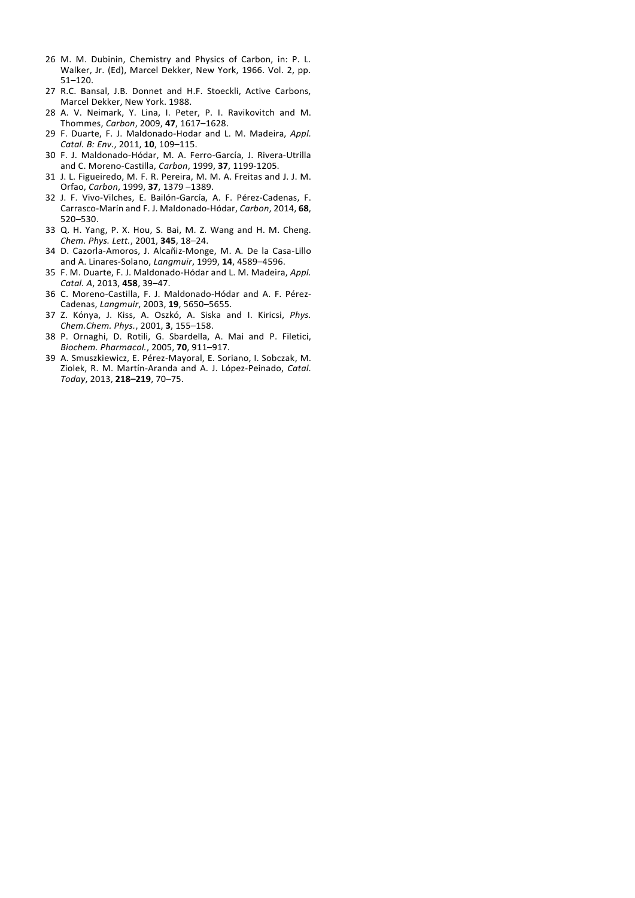26 M. M. Dubinin, Chemistry and Physics of Carbon, in: P. L. Walker, Jr. (Ed), Marcel Dekker, New York, 1966. Vol. 2, pp. 51–120.

27 R.C. Bansal, J.B. Donnet and H.F. Stoeckli, Active Carbons, Marcel Dekker, New York. 1988.

28 A. V. Neimark, Y. Lina, I. Peter, P. I. Ravikovitch and M. Thommes, *Carbon*, 2009, **47**, 1617–1628.

29 F. Duarte, F. J. Maldonado-Hodar and L. M. Madeira, *Appl. Catal. B: Env.*, 2011, **10**, 109–115.

30 F. J. Maldonado-Hódar, M. A. Ferro-García, J. Rivera-Utrilla and C. Moreno-Castilla, *Carbon*, 1999, **37**, 1199-1205.

31 J. L. Figueiredo, M. F. R. Pereira, M. M. A. Freitas and J. J. M. Orfao, *Carbon*, 1999, **37**, 1379 –1389.

32 J. F. Vivo-Vilches, E. Bailón-García, A. F. Pérez-Cadenas, F. Carrasco-Marín and F. J. Maldonado-Hódar, *Carbon*, 2014, **68**, 520–530.

33 Q. H. Yang, P. X. Hou, S. Bai, M. Z. Wang and H. M. Cheng. *Chem. Phys. Lett.*, 2001, **345**, 18–24.

34 D. Cazorla-Amoros, J. Alcañiz-Monge, M. A. De la Casa-Lillo and A. Linares-Solano, *Langmuir*, 1999, **14**, 4589–4596.

35 F. M. Duarte, F. J. Maldonado-Hódar and L. M. Madeira, *Appl. Catal. A*, 2013, **458**, 39–47.

36 C. Moreno-Castilla, F. J. Maldonado-Hódar and A. F. Pérez-Cadenas, *Langmuir*, 2003, **19**, 5650–5655.

37 Z. Kónya, J. Kiss, A. Oszkó, A. Siska and I. Kiricsi, *Phys. Chem.Chem. Phys.*, 2001, **3**, 155–158.

38 P. Ornaghi, D. Rotili, G. Sbardella, A. Mai and P. Filetici, *Biochem. Pharmacol.*, 2005, **70**, 911–917.

39 A. Smuszkiewicz, E. Pérez-Mayoral, E. Soriano, I. Sobczak, M. Ziolek, R. M. Martín-Aranda and A. J. López-Peinado, *Catal. Today*, 2013, **218–219**, 70–75.